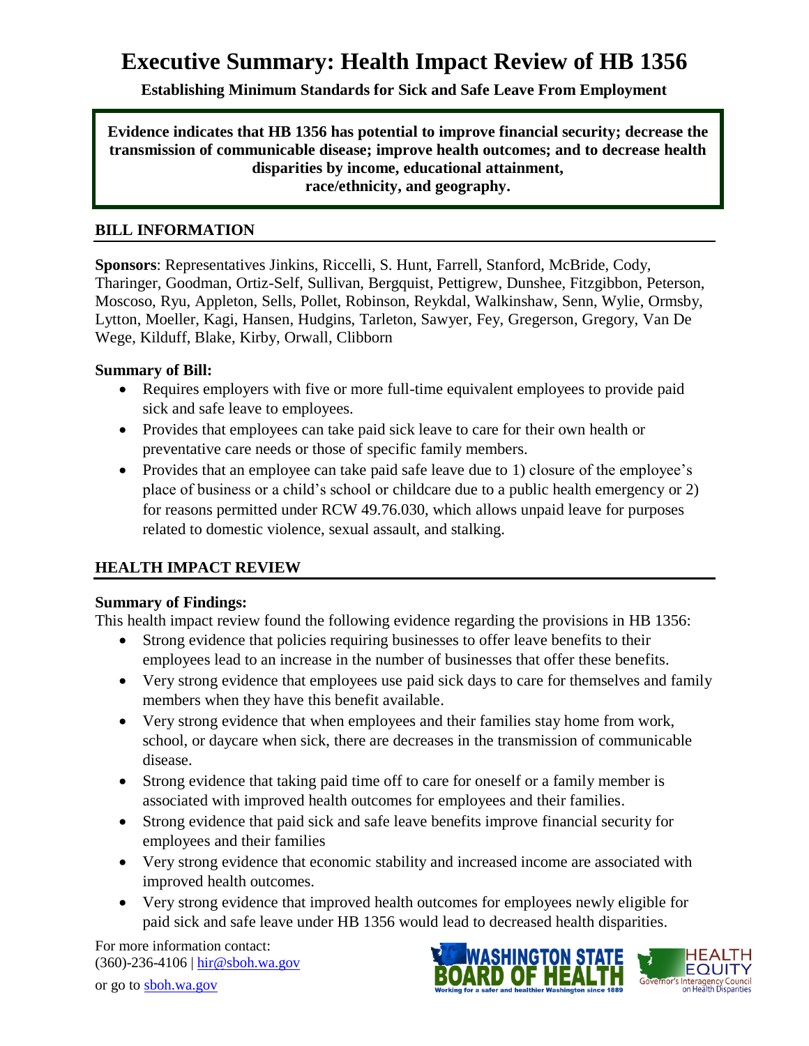# Executive Summary: Health Impact Review of HB 1356

**Establishing Minimum Standards for Sick and Safe Leave From Employment**

**Evidence indicates that HB 1356 has potential to improve financial security; decrease the transmission of communicable disease; improve health outcomes; and to decrease health disparities by income, educational attainment, race/ethnicity, and geography.**

## BILL INFORMATION

**Sponsors**: Representatives Jinkins, Riccelli, S. Hunt, Farrell, Stanford, McBride, Cody, Tharinger, Goodman, Ortiz-Self, Sullivan, Bergquist, Pettigrew, Dunshee, Fitzgibbon, Peterson, Moscoso, Ryu, Appleton, Sells, Pollet, Robinson, Reykdal, Walkinshaw, Senn, Wylie, Ormsby, Lytton, Moeller, Kagi, Hansen, Hudgins, Tarleton, Sawyer, Fey, Gregerson, Gregory, Van De Wege, Kilduff, Blake, Kirby, Orwall, Clibborn

**Summary of Bill:**

- Requires employers with five or more full-time equivalent employees to provide paid sick and safe leave to employees.
- Provides that employees can take paid sick leave to care for their own health or preventative care needs or those of specific family members.
- Provides that an employee can take paid safe leave due to 1) closure of the employee's place of business or a child's school or childcare due to a public health emergency or 2) for reasons permitted under RCW 49.76.030, which allows unpaid leave for purposes related to domestic violence, sexual assault, and stalking.

## HEALTH IMPACT REVIEW

**Summary of Findings:**

This health impact review found the following evidence regarding the provisions in HB 1356:

- Strong evidence that policies requiring businesses to offer leave benefits to their employees lead to an increase in the number of businesses that offer these benefits.
- Very strong evidence that employees use paid sick days to care for themselves and family members when they have this benefit available.
- Very strong evidence that when employees and their families stay home from work, school, or daycare when sick, there are decreases in the transmission of communicable disease.
- Strong evidence that taking paid time off to care for oneself or a family member is associated with improved health outcomes for employees and their families.
- Strong evidence that paid sick and safe leave benefits improve financial security for employees and their families
- Very strong evidence that economic stability and increased income are associated with improved health outcomes.
- Very strong evidence that improved health outcomes for employees newly eligible for paid sick and safe leave under HB 1356 would lead to decreased health disparities.

For more information contact:
(360)-236-4106 | hir@sboh.wa.gov
or go to sboh.wa.gov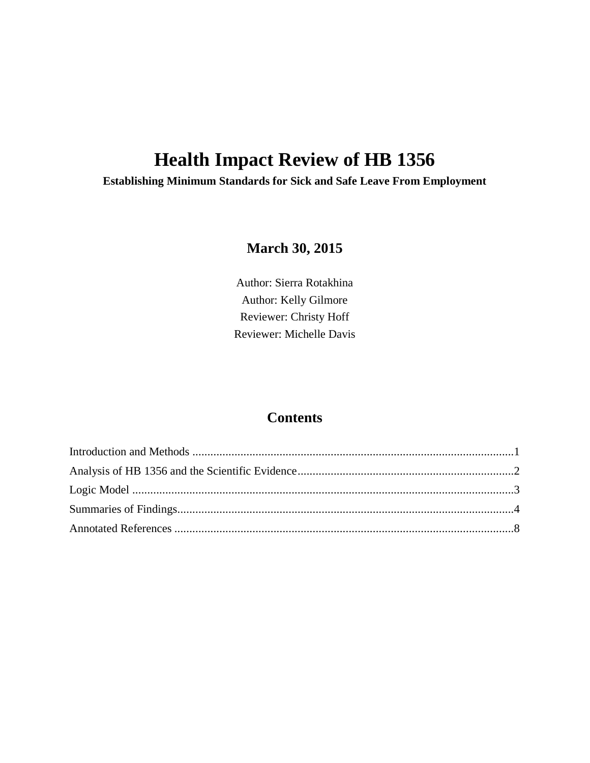# Health Impact Review of HB 1356

**Establishing Minimum Standards for Sick and Safe Leave From Employment**

## March 30, 2015

Author: Sierra Rotakhina
Author: Kelly Gilmore
Reviewer: Christy Hoff
Reviewer: Michelle Davis

## Contents

Introduction and Methods ....................................................................................................1
Analysis of HB 1356 and the Scientific Evidence..................................................................2
Logic Model .........................................................................................................................3
Summaries of Findings..........................................................................................................4
Annotated References ...........................................................................................................8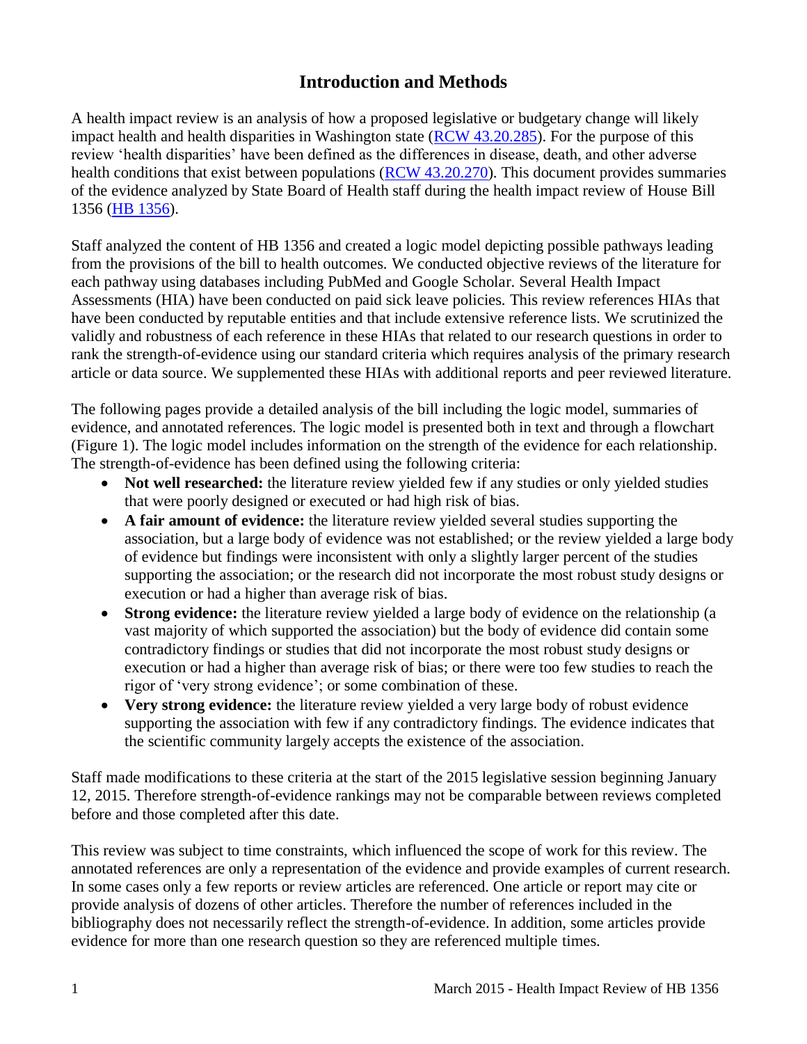# Introduction and Methods

A health impact review is an analysis of how a proposed legislative or budgetary change will likely impact health and health disparities in Washington state (RCW 43.20.285). For the purpose of this review 'health disparities' have been defined as the differences in disease, death, and other adverse health conditions that exist between populations (RCW 43.20.270). This document provides summaries of the evidence analyzed by State Board of Health staff during the health impact review of House Bill 1356 (HB 1356).

Staff analyzed the content of HB 1356 and created a logic model depicting possible pathways leading from the provisions of the bill to health outcomes. We conducted objective reviews of the literature for each pathway using databases including PubMed and Google Scholar. Several Health Impact Assessments (HIA) have been conducted on paid sick leave policies. This review references HIAs that have been conducted by reputable entities and that include extensive reference lists. We scrutinized the validly and robustness of each reference in these HIAs that related to our research questions in order to rank the strength-of-evidence using our standard criteria which requires analysis of the primary research article or data source. We supplemented these HIAs with additional reports and peer reviewed literature.

The following pages provide a detailed analysis of the bill including the logic model, summaries of evidence, and annotated references. The logic model is presented both in text and through a flowchart (Figure 1). The logic model includes information on the strength of the evidence for each relationship. The strength-of-evidence has been defined using the following criteria:

- **Not well researched:** the literature review yielded few if any studies or only yielded studies that were poorly designed or executed or had high risk of bias.
- **A fair amount of evidence:** the literature review yielded several studies supporting the association, but a large body of evidence was not established; or the review yielded a large body of evidence but findings were inconsistent with only a slightly larger percent of the studies supporting the association; or the research did not incorporate the most robust study designs or execution or had a higher than average risk of bias.
- **Strong evidence:** the literature review yielded a large body of evidence on the relationship (a vast majority of which supported the association) but the body of evidence did contain some contradictory findings or studies that did not incorporate the most robust study designs or execution or had a higher than average risk of bias; or there were too few studies to reach the rigor of 'very strong evidence'; or some combination of these.
- **Very strong evidence:** the literature review yielded a very large body of robust evidence supporting the association with few if any contradictory findings. The evidence indicates that the scientific community largely accepts the existence of the association.

Staff made modifications to these criteria at the start of the 2015 legislative session beginning January 12, 2015. Therefore strength-of-evidence rankings may not be comparable between reviews completed before and those completed after this date.

This review was subject to time constraints, which influenced the scope of work for this review. The annotated references are only a representation of the evidence and provide examples of current research. In some cases only a few reports or review articles are referenced. One article or report may cite or provide analysis of dozens of other articles. Therefore the number of references included in the bibliography does not necessarily reflect the strength-of-evidence. In addition, some articles provide evidence for more than one research question so they are referenced multiple times.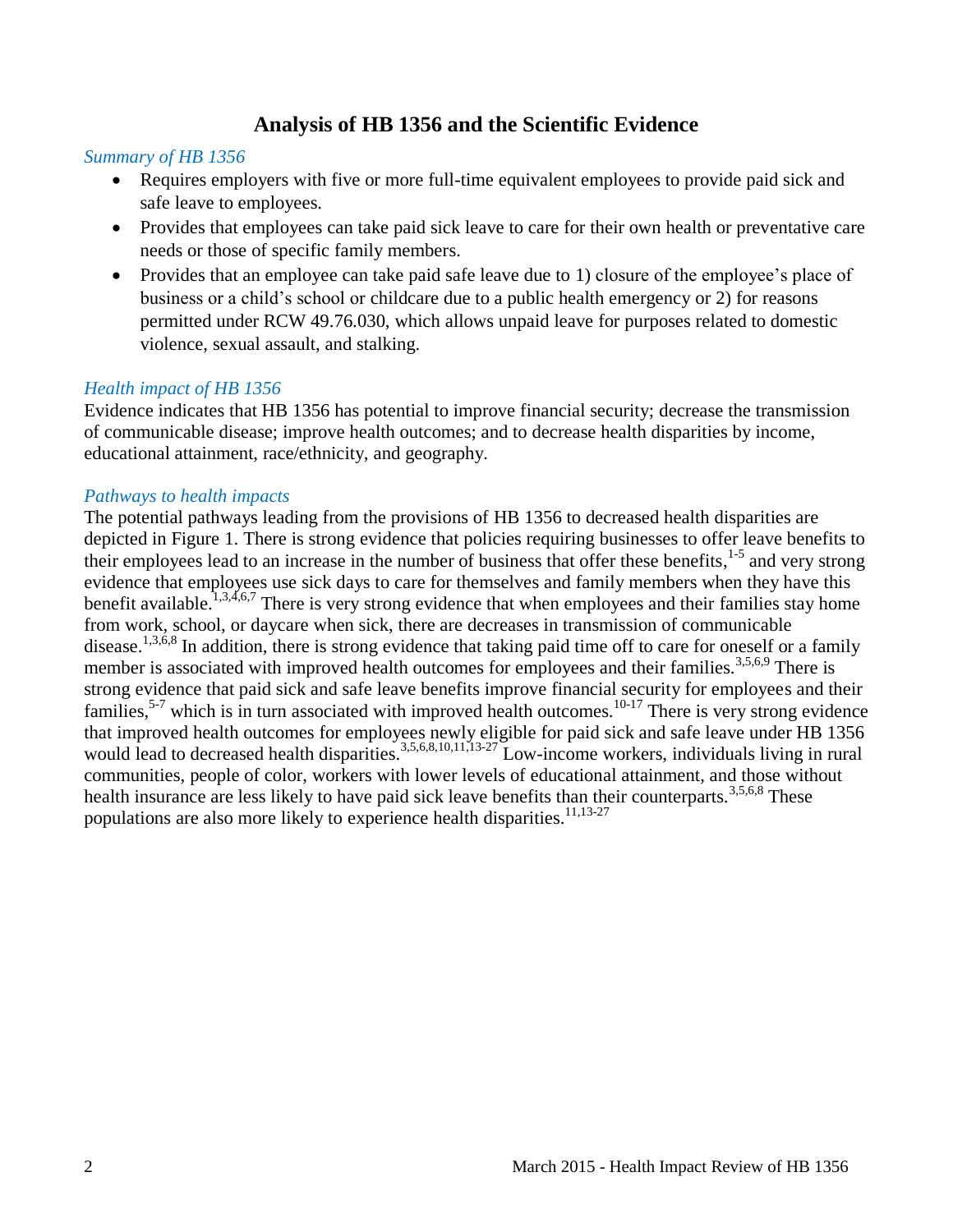## Analysis of HB 1356 and the Scientific Evidence

*Summary of HB 1356*

- Requires employers with five or more full-time equivalent employees to provide paid sick and safe leave to employees.
- Provides that employees can take paid sick leave to care for their own health or preventative care needs or those of specific family members.
- Provides that an employee can take paid safe leave due to 1) closure of the employee's place of business or a child's school or childcare due to a public health emergency or 2) for reasons permitted under RCW 49.76.030, which allows unpaid leave for purposes related to domestic violence, sexual assault, and stalking.

*Health impact of HB 1356*

Evidence indicates that HB 1356 has potential to improve financial security; decrease the transmission of communicable disease; improve health outcomes; and to decrease health disparities by income, educational attainment, race/ethnicity, and geography.

*Pathways to health impacts*

The potential pathways leading from the provisions of HB 1356 to decreased health disparities are depicted in Figure 1. There is strong evidence that policies requiring businesses to offer leave benefits to their employees lead to an increase in the number of business that offer these benefits,[1-5] and very strong evidence that employees use sick days to care for themselves and family members when they have this benefit available.[1,3,4,6,7] There is very strong evidence that when employees and their families stay home from work, school, or daycare when sick, there are decreases in transmission of communicable disease.[1,3,6,8] In addition, there is strong evidence that taking paid time off to care for oneself or a family member is associated with improved health outcomes for employees and their families.[3,5,6,9] There is strong evidence that paid sick and safe leave benefits improve financial security for employees and their families,[5-7] which is in turn associated with improved health outcomes.[10-17] There is very strong evidence that improved health outcomes for employees newly eligible for paid sick and safe leave under HB 1356 would lead to decreased health disparities.[3,5,6,8,10,11,13-27] Low-income workers, individuals living in rural communities, people of color, workers with lower levels of educational attainment, and those without health insurance are less likely to have paid sick leave benefits than their counterparts.[3,5,6,8] These populations are also more likely to experience health disparities.[11,13-27]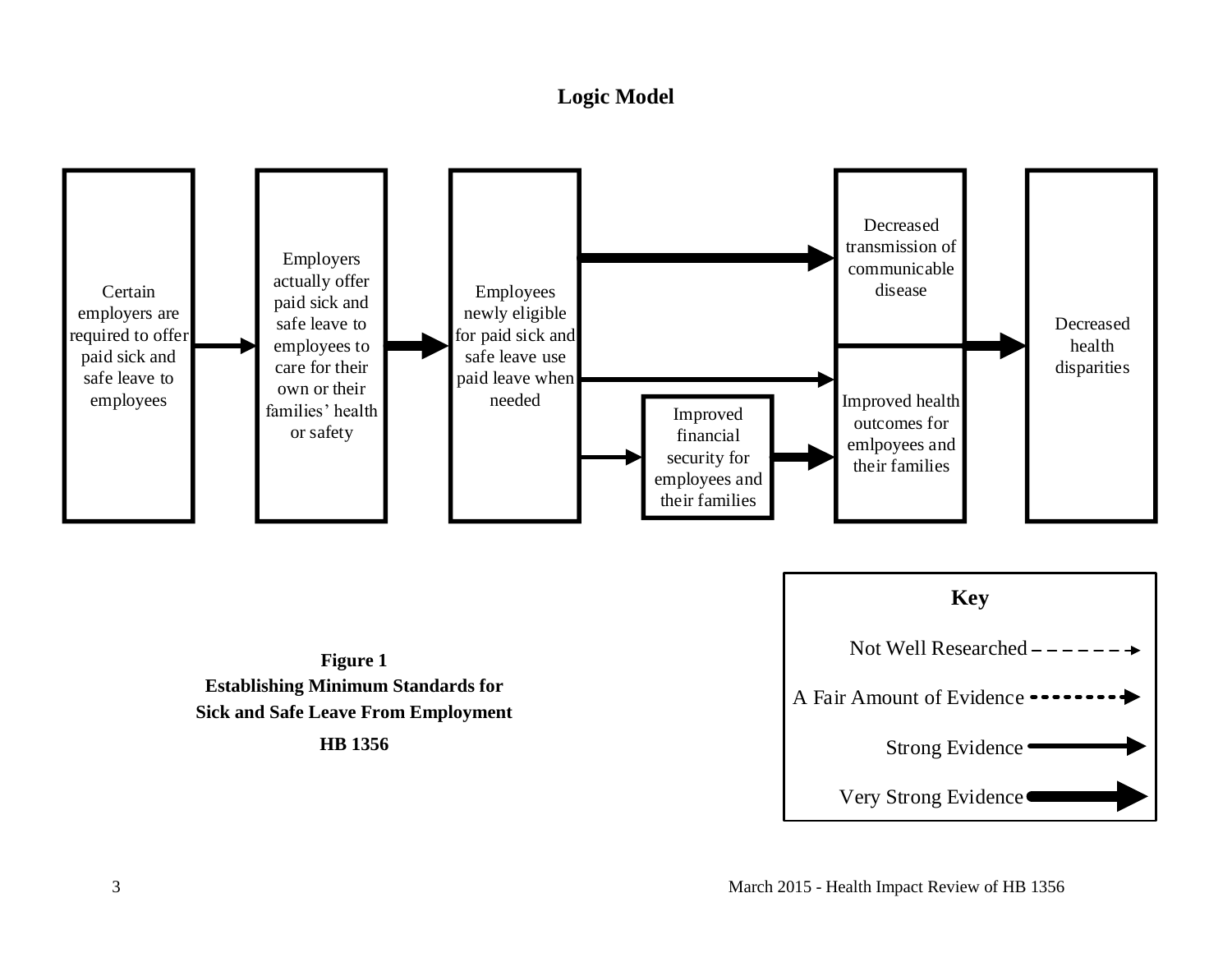## Logic Model

Certain employers are required to offer paid sick and safe leave to employees

Employers actually offer paid sick and safe leave to employees to care for their own or their families' health or safety

Employees newly eligible for paid sick and safe leave use paid leave when needed

Improved financial security for employees and their families

Decreased transmission of communicable disease

Improved health outcomes for emlpoyees and their families

Decreased health disparities

**Key**

Not Well Researched

A Fair Amount of Evidence

Strong Evidence

Very Strong Evidence

**Figure 1**
**Establishing Minimum Standards for Sick and Safe Leave From Employment**
**HB 1356**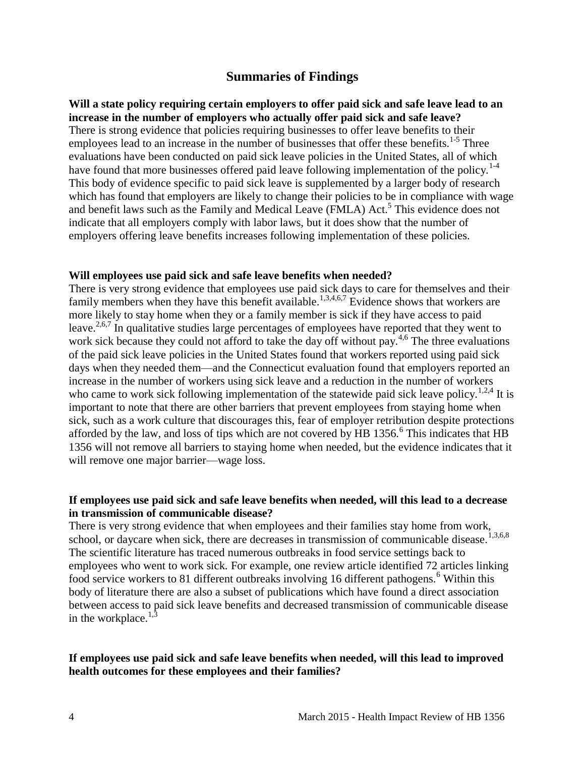## Summaries of Findings

**Will a state policy requiring certain employers to offer paid sick and safe leave lead to an increase in the number of employers who actually offer paid sick and safe leave?**

There is strong evidence that policies requiring businesses to offer leave benefits to their employees lead to an increase in the number of businesses that offer these benefits.[1-5] Three evaluations have been conducted on paid sick leave policies in the United States, all of which have found that more businesses offered paid leave following implementation of the policy.[1-4] This body of evidence specific to paid sick leave is supplemented by a larger body of research which has found that employers are likely to change their policies to be in compliance with wage and benefit laws such as the Family and Medical Leave (FMLA) Act.[5] This evidence does not indicate that all employers comply with labor laws, but it does show that the number of employers offering leave benefits increases following implementation of these policies.

**Will employees use paid sick and safe leave benefits when needed?**

There is very strong evidence that employees use paid sick days to care for themselves and their family members when they have this benefit available.[1,3,4,6,7] Evidence shows that workers are more likely to stay home when they or a family member is sick if they have access to paid leave.[2,6,7] In qualitative studies large percentages of employees have reported that they went to work sick because they could not afford to take the day off without pay.[4,6] The three evaluations of the paid sick leave policies in the United States found that workers reported using paid sick days when they needed them—and the Connecticut evaluation found that employers reported an increase in the number of workers using sick leave and a reduction in the number of workers who came to work sick following implementation of the statewide paid sick leave policy.[1,2,4] It is important to note that there are other barriers that prevent employees from staying home when sick, such as a work culture that discourages this, fear of employer retribution despite protections afforded by the law, and loss of tips which are not covered by HB 1356.[6] This indicates that HB 1356 will not remove all barriers to staying home when needed, but the evidence indicates that it will remove one major barrier—wage loss.

**If employees use paid sick and safe leave benefits when needed, will this lead to a decrease in transmission of communicable disease?**

There is very strong evidence that when employees and their families stay home from work, school, or daycare when sick, there are decreases in transmission of communicable disease.[1,3,6,8] The scientific literature has traced numerous outbreaks in food service settings back to employees who went to work sick. For example, one review article identified 72 articles linking food service workers to 81 different outbreaks involving 16 different pathogens.[6] Within this body of literature there are also a subset of publications which have found a direct association between access to paid sick leave benefits and decreased transmission of communicable disease in the workplace.[1,3]

**If employees use paid sick and safe leave benefits when needed, will this lead to improved health outcomes for these employees and their families?**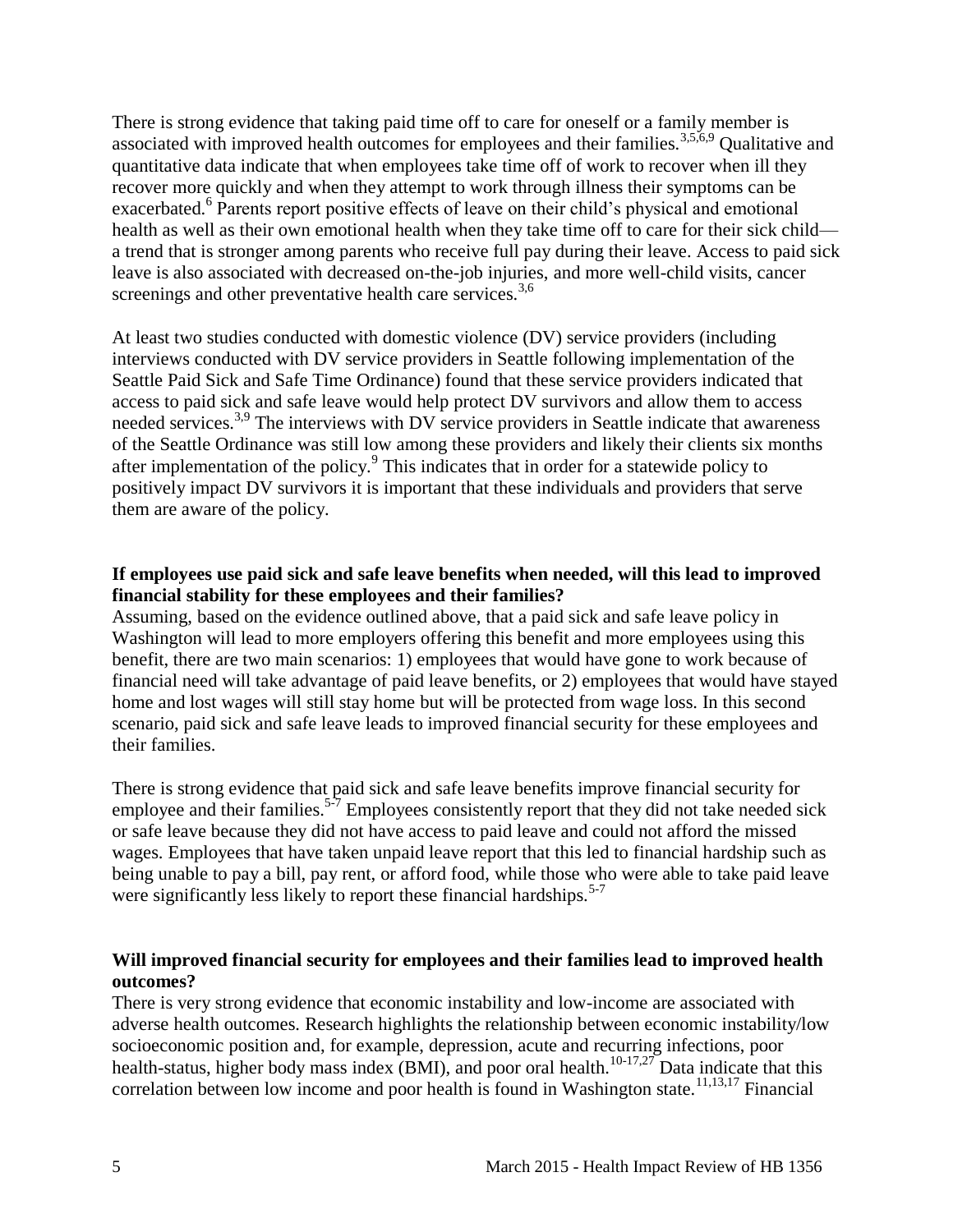There is strong evidence that taking paid time off to care for oneself or a family member is associated with improved health outcomes for employees and their families.[3,5,6,9] Qualitative and quantitative data indicate that when employees take time off of work to recover when ill they recover more quickly and when they attempt to work through illness their symptoms can be exacerbated.[6] Parents report positive effects of leave on their child's physical and emotional health as well as their own emotional health when they take time off to care for their sick child—a trend that is stronger among parents who receive full pay during their leave. Access to paid sick leave is also associated with decreased on-the-job injuries, and more well-child visits, cancer screenings and other preventative health care services.[3,6]

At least two studies conducted with domestic violence (DV) service providers (including interviews conducted with DV service providers in Seattle following implementation of the Seattle Paid Sick and Safe Time Ordinance) found that these service providers indicated that access to paid sick and safe leave would help protect DV survivors and allow them to access needed services.[3,9] The interviews with DV service providers in Seattle indicate that awareness of the Seattle Ordinance was still low among these providers and likely their clients six months after implementation of the policy.[9] This indicates that in order for a statewide policy to positively impact DV survivors it is important that these individuals and providers that serve them are aware of the policy.

**If employees use paid sick and safe leave benefits when needed, will this lead to improved financial stability for these employees and their families?**

Assuming, based on the evidence outlined above, that a paid sick and safe leave policy in Washington will lead to more employers offering this benefit and more employees using this benefit, there are two main scenarios: 1) employees that would have gone to work because of financial need will take advantage of paid leave benefits, or 2) employees that would have stayed home and lost wages will still stay home but will be protected from wage loss. In this second scenario, paid sick and safe leave leads to improved financial security for these employees and their families.

There is strong evidence that paid sick and safe leave benefits improve financial security for employee and their families.[5-7] Employees consistently report that they did not take needed sick or safe leave because they did not have access to paid leave and could not afford the missed wages. Employees that have taken unpaid leave report that this led to financial hardship such as being unable to pay a bill, pay rent, or afford food, while those who were able to take paid leave were significantly less likely to report these financial hardships.[5-7]

**Will improved financial security for employees and their families lead to improved health outcomes?**

There is very strong evidence that economic instability and low-income are associated with adverse health outcomes. Research highlights the relationship between economic instability/low socioeconomic position and, for example, depression, acute and recurring infections, poor health-status, higher body mass index (BMI), and poor oral health.[10-17,27] Data indicate that this correlation between low income and poor health is found in Washington state.[11,13,17] Financial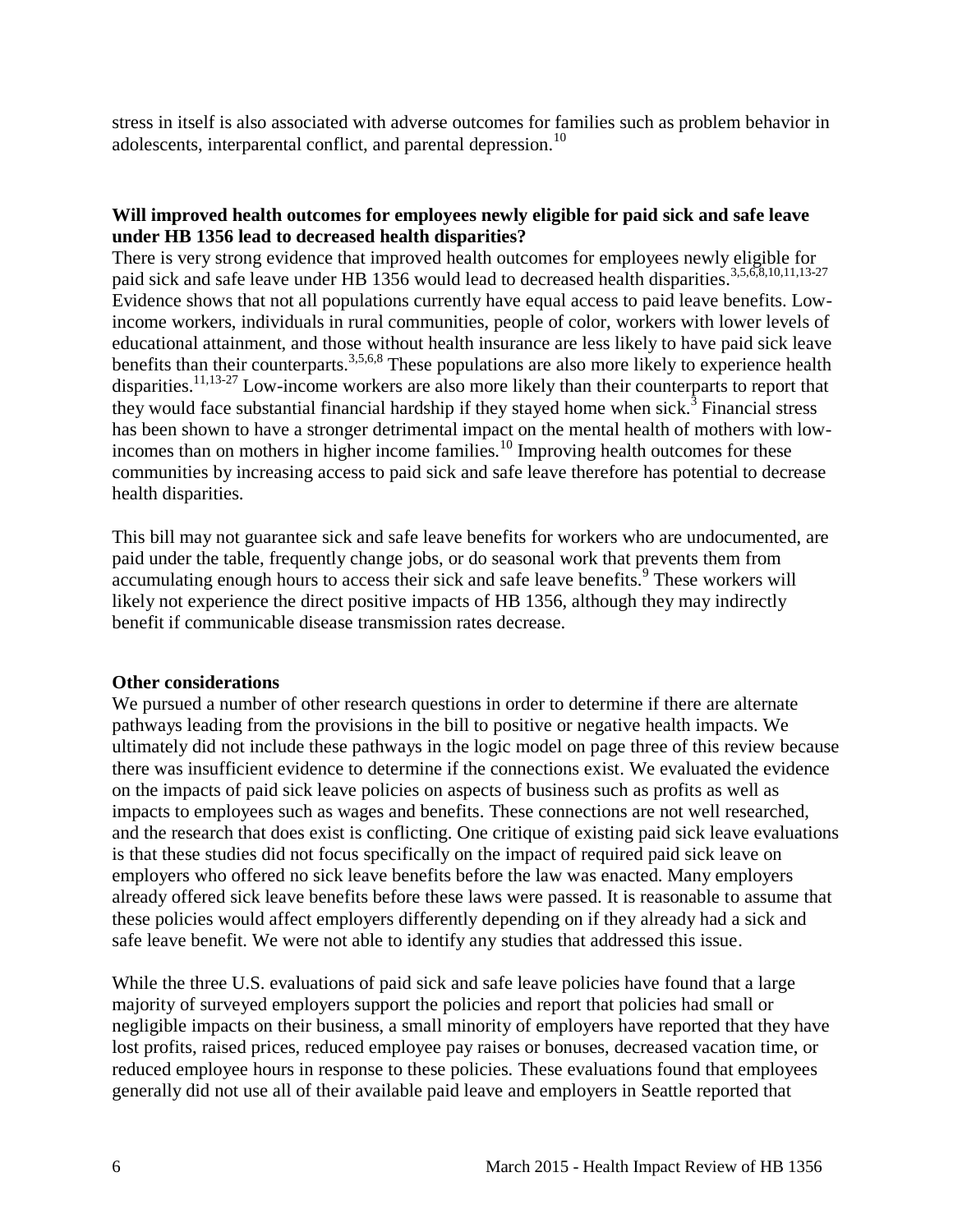stress in itself is also associated with adverse outcomes for families such as problem behavior in adolescents, interparental conflict, and parental depression.[10]

**Will improved health outcomes for employees newly eligible for paid sick and safe leave under HB 1356 lead to decreased health disparities?**

There is very strong evidence that improved health outcomes for employees newly eligible for paid sick and safe leave under HB 1356 would lead to decreased health disparities.[3,5,6,8,10,11,13-27] Evidence shows that not all populations currently have equal access to paid leave benefits. Low-income workers, individuals in rural communities, people of color, workers with lower levels of educational attainment, and those without health insurance are less likely to have paid sick leave benefits than their counterparts.[3,5,6,8] These populations are also more likely to experience health disparities.[11,13-27] Low-income workers are also more likely than their counterparts to report that they would face substantial financial hardship if they stayed home when sick.[3] Financial stress has been shown to have a stronger detrimental impact on the mental health of mothers with low-incomes than on mothers in higher income families.[10] Improving health outcomes for these communities by increasing access to paid sick and safe leave therefore has potential to decrease health disparities.

This bill may not guarantee sick and safe leave benefits for workers who are undocumented, are paid under the table, frequently change jobs, or do seasonal work that prevents them from accumulating enough hours to access their sick and safe leave benefits.[9] These workers will likely not experience the direct positive impacts of HB 1356, although they may indirectly benefit if communicable disease transmission rates decrease.

**Other considerations**

We pursued a number of other research questions in order to determine if there are alternate pathways leading from the provisions in the bill to positive or negative health impacts. We ultimately did not include these pathways in the logic model on page three of this review because there was insufficient evidence to determine if the connections exist. We evaluated the evidence on the impacts of paid sick leave policies on aspects of business such as profits as well as impacts to employees such as wages and benefits. These connections are not well researched, and the research that does exist is conflicting. One critique of existing paid sick leave evaluations is that these studies did not focus specifically on the impact of required paid sick leave on employers who offered no sick leave benefits before the law was enacted. Many employers already offered sick leave benefits before these laws were passed. It is reasonable to assume that these policies would affect employers differently depending on if they already had a sick and safe leave benefit. We were not able to identify any studies that addressed this issue.

While the three U.S. evaluations of paid sick and safe leave policies have found that a large majority of surveyed employers support the policies and report that policies had small or negligible impacts on their business, a small minority of employers have reported that they have lost profits, raised prices, reduced employee pay raises or bonuses, decreased vacation time, or reduced employee hours in response to these policies. These evaluations found that employees generally did not use all of their available paid leave and employers in Seattle reported that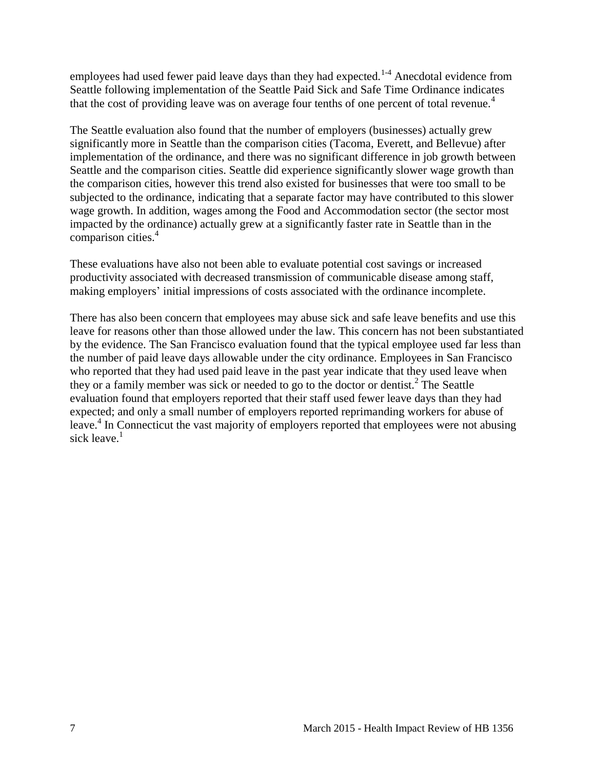employees had used fewer paid leave days than they had expected.[1-4] Anecdotal evidence from Seattle following implementation of the Seattle Paid Sick and Safe Time Ordinance indicates that the cost of providing leave was on average four tenths of one percent of total revenue.[4]

The Seattle evaluation also found that the number of employers (businesses) actually grew significantly more in Seattle than the comparison cities (Tacoma, Everett, and Bellevue) after implementation of the ordinance, and there was no significant difference in job growth between Seattle and the comparison cities. Seattle did experience significantly slower wage growth than the comparison cities, however this trend also existed for businesses that were too small to be subjected to the ordinance, indicating that a separate factor may have contributed to this slower wage growth. In addition, wages among the Food and Accommodation sector (the sector most impacted by the ordinance) actually grew at a significantly faster rate in Seattle than in the comparison cities.[4]

These evaluations have also not been able to evaluate potential cost savings or increased productivity associated with decreased transmission of communicable disease among staff, making employers' initial impressions of costs associated with the ordinance incomplete.

There has also been concern that employees may abuse sick and safe leave benefits and use this leave for reasons other than those allowed under the law. This concern has not been substantiated by the evidence. The San Francisco evaluation found that the typical employee used far less than the number of paid leave days allowable under the city ordinance. Employees in San Francisco who reported that they had used paid leave in the past year indicate that they used leave when they or a family member was sick or needed to go to the doctor or dentist.[2] The Seattle evaluation found that employers reported that their staff used fewer leave days than they had expected; and only a small number of employers reported reprimanding workers for abuse of leave.[4] In Connecticut the vast majority of employers reported that employees were not abusing sick leave.[1]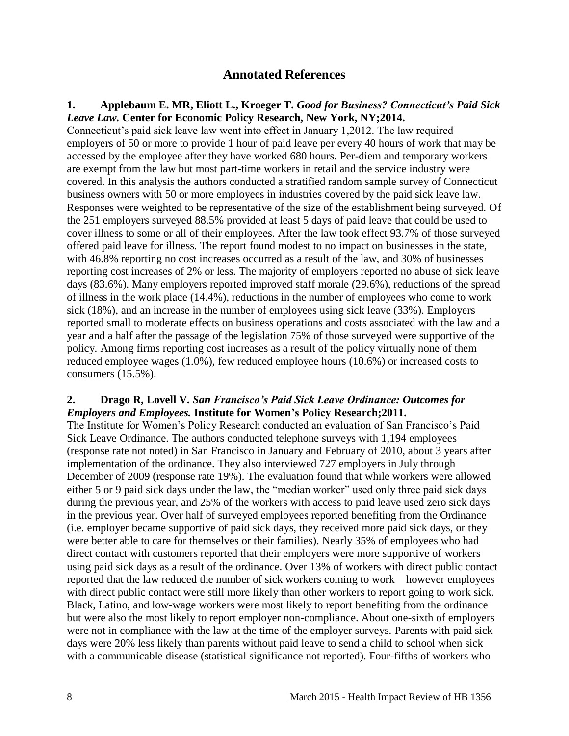## Annotated References

**1. Applebaum E. MR, Eliott L., Kroeger T.** ***Good for Business? Connecticut's Paid Sick Leave Law.*** **Center for Economic Policy Research, New York, NY;2014.**

Connecticut's paid sick leave law went into effect in January 1,2012. The law required employers of 50 or more to provide 1 hour of paid leave per every 40 hours of work that may be accessed by the employee after they have worked 680 hours. Per-diem and temporary workers are exempt from the law but most part-time workers in retail and the service industry were covered. In this analysis the authors conducted a stratified random sample survey of Connecticut business owners with 50 or more employees in industries covered by the paid sick leave law. Responses were weighted to be representative of the size of the establishment being surveyed. Of the 251 employers surveyed 88.5% provided at least 5 days of paid leave that could be used to cover illness to some or all of their employees. After the law took effect 93.7% of those surveyed offered paid leave for illness. The report found modest to no impact on businesses in the state, with 46.8% reporting no cost increases occurred as a result of the law, and 30% of businesses reporting cost increases of 2% or less. The majority of employers reported no abuse of sick leave days (83.6%). Many employers reported improved staff morale (29.6%), reductions of the spread of illness in the work place (14.4%), reductions in the number of employees who come to work sick (18%), and an increase in the number of employees using sick leave (33%). Employers reported small to moderate effects on business operations and costs associated with the law and a year and a half after the passage of the legislation 75% of those surveyed were supportive of the policy. Among firms reporting cost increases as a result of the policy virtually none of them reduced employee wages (1.0%), few reduced employee hours (10.6%) or increased costs to consumers (15.5%).

**2. Drago R, Lovell V.** ***San Francisco's Paid Sick Leave Ordinance: Outcomes for Employers and Employees.*** **Institute for Women's Policy Research;2011.**

The Institute for Women's Policy Research conducted an evaluation of San Francisco's Paid Sick Leave Ordinance. The authors conducted telephone surveys with 1,194 employees (response rate not noted) in San Francisco in January and February of 2010, about 3 years after implementation of the ordinance. They also interviewed 727 employers in July through December of 2009 (response rate 19%). The evaluation found that while workers were allowed either 5 or 9 paid sick days under the law, the "median worker" used only three paid sick days during the previous year, and 25% of the workers with access to paid leave used zero sick days in the previous year. Over half of surveyed employees reported benefiting from the Ordinance (i.e. employer became supportive of paid sick days, they received more paid sick days, or they were better able to care for themselves or their families). Nearly 35% of employees who had direct contact with customers reported that their employers were more supportive of workers using paid sick days as a result of the ordinance. Over 13% of workers with direct public contact reported that the law reduced the number of sick workers coming to work—however employees with direct public contact were still more likely than other workers to report going to work sick. Black, Latino, and low-wage workers were most likely to report benefiting from the ordinance but were also the most likely to report employer non-compliance. About one-sixth of employers were not in compliance with the law at the time of the employer surveys. Parents with paid sick days were 20% less likely than parents without paid leave to send a child to school when sick with a communicable disease (statistical significance not reported). Four-fifths of workers who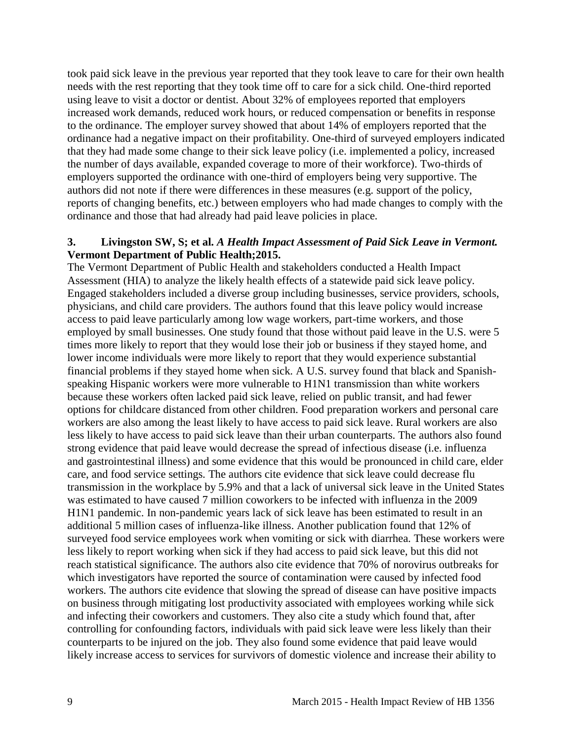took paid sick leave in the previous year reported that they took leave to care for their own health needs with the rest reporting that they took time off to care for a sick child. One-third reported using leave to visit a doctor or dentist. About 32% of employees reported that employers increased work demands, reduced work hours, or reduced compensation or benefits in response to the ordinance. The employer survey showed that about 14% of employers reported that the ordinance had a negative impact on their profitability. One-third of surveyed employers indicated that they had made some change to their sick leave policy (i.e. implemented a policy, increased the number of days available, expanded coverage to more of their workforce). Two-thirds of employers supported the ordinance with one-third of employers being very supportive. The authors did not note if there were differences in these measures (e.g. support of the policy, reports of changing benefits, etc.) between employers who had made changes to comply with the ordinance and those that had already had paid leave policies in place.

**3. Livingston SW, S; et al.** ***A Health Impact Assessment of Paid Sick Leave in Vermont.*** **Vermont Department of Public Health;2015.**

The Vermont Department of Public Health and stakeholders conducted a Health Impact Assessment (HIA) to analyze the likely health effects of a statewide paid sick leave policy. Engaged stakeholders included a diverse group including businesses, service providers, schools, physicians, and child care providers. The authors found that this leave policy would increase access to paid leave particularly among low wage workers, part-time workers, and those employed by small businesses. One study found that those without paid leave in the U.S. were 5 times more likely to report that they would lose their job or business if they stayed home, and lower income individuals were more likely to report that they would experience substantial financial problems if they stayed home when sick. A U.S. survey found that black and Spanish-speaking Hispanic workers were more vulnerable to H1N1 transmission than white workers because these workers often lacked paid sick leave, relied on public transit, and had fewer options for childcare distanced from other children. Food preparation workers and personal care workers are also among the least likely to have access to paid sick leave. Rural workers are also less likely to have access to paid sick leave than their urban counterparts. The authors also found strong evidence that paid leave would decrease the spread of infectious disease (i.e. influenza and gastrointestinal illness) and some evidence that this would be pronounced in child care, elder care, and food service settings. The authors cite evidence that sick leave could decrease flu transmission in the workplace by 5.9% and that a lack of universal sick leave in the United States was estimated to have caused 7 million coworkers to be infected with influenza in the 2009 H1N1 pandemic. In non-pandemic years lack of sick leave has been estimated to result in an additional 5 million cases of influenza-like illness. Another publication found that 12% of surveyed food service employees work when vomiting or sick with diarrhea. These workers were less likely to report working when sick if they had access to paid sick leave, but this did not reach statistical significance. The authors also cite evidence that 70% of norovirus outbreaks for which investigators have reported the source of contamination were caused by infected food workers. The authors cite evidence that slowing the spread of disease can have positive impacts on business through mitigating lost productivity associated with employees working while sick and infecting their coworkers and customers. They also cite a study which found that, after controlling for confounding factors, individuals with paid sick leave were less likely than their counterparts to be injured on the job. They also found some evidence that paid leave would likely increase access to services for survivors of domestic violence and increase their ability to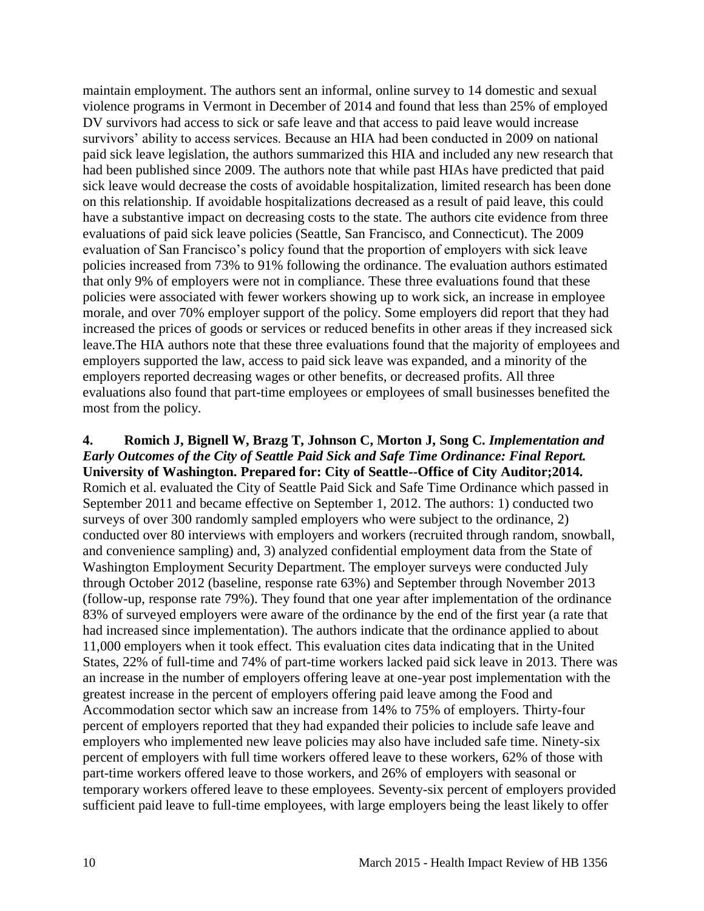maintain employment. The authors sent an informal, online survey to 14 domestic and sexual violence programs in Vermont in December of 2014 and found that less than 25% of employed DV survivors had access to sick or safe leave and that access to paid leave would increase survivors' ability to access services. Because an HIA had been conducted in 2009 on national paid sick leave legislation, the authors summarized this HIA and included any new research that had been published since 2009. The authors note that while past HIAs have predicted that paid sick leave would decrease the costs of avoidable hospitalization, limited research has been done on this relationship. If avoidable hospitalizations decreased as a result of paid leave, this could have a substantive impact on decreasing costs to the state. The authors cite evidence from three evaluations of paid sick leave policies (Seattle, San Francisco, and Connecticut). The 2009 evaluation of San Francisco's policy found that the proportion of employers with sick leave policies increased from 73% to 91% following the ordinance. The evaluation authors estimated that only 9% of employers were not in compliance. These three evaluations found that these policies were associated with fewer workers showing up to work sick, an increase in employee morale, and over 70% employer support of the policy. Some employers did report that they had increased the prices of goods or services or reduced benefits in other areas if they increased sick leave.The HIA authors note that these three evaluations found that the majority of employees and employers supported the law, access to paid sick leave was expanded, and a minority of the employers reported decreasing wages or other benefits, or decreased profits. All three evaluations also found that part-time employees or employees of small businesses benefited the most from the policy.

**4. Romich J, Bignell W, Brazg T, Johnson C, Morton J, Song C.** ***Implementation and Early Outcomes of the City of Seattle Paid Sick and Safe Time Ordinance: Final Report.*** **University of Washington. Prepared for: City of Seattle--Office of City Auditor;2014.**
Romich et al. evaluated the City of Seattle Paid Sick and Safe Time Ordinance which passed in September 2011 and became effective on September 1, 2012. The authors: 1) conducted two surveys of over 300 randomly sampled employers who were subject to the ordinance, 2) conducted over 80 interviews with employers and workers (recruited through random, snowball, and convenience sampling) and, 3) analyzed confidential employment data from the State of Washington Employment Security Department. The employer surveys were conducted July through October 2012 (baseline, response rate 63%) and September through November 2013 (follow-up, response rate 79%). They found that one year after implementation of the ordinance 83% of surveyed employers were aware of the ordinance by the end of the first year (a rate that had increased since implementation). The authors indicate that the ordinance applied to about 11,000 employers when it took effect. This evaluation cites data indicating that in the United States, 22% of full-time and 74% of part-time workers lacked paid sick leave in 2013. There was an increase in the number of employers offering leave at one-year post implementation with the greatest increase in the percent of employers offering paid leave among the Food and Accommodation sector which saw an increase from 14% to 75% of employers. Thirty-four percent of employers reported that they had expanded their policies to include safe leave and employers who implemented new leave policies may also have included safe time. Ninety-six percent of employers with full time workers offered leave to these workers, 62% of those with part-time workers offered leave to those workers, and 26% of employers with seasonal or temporary workers offered leave to these employees. Seventy-six percent of employers provided sufficient paid leave to full-time employees, with large employers being the least likely to offer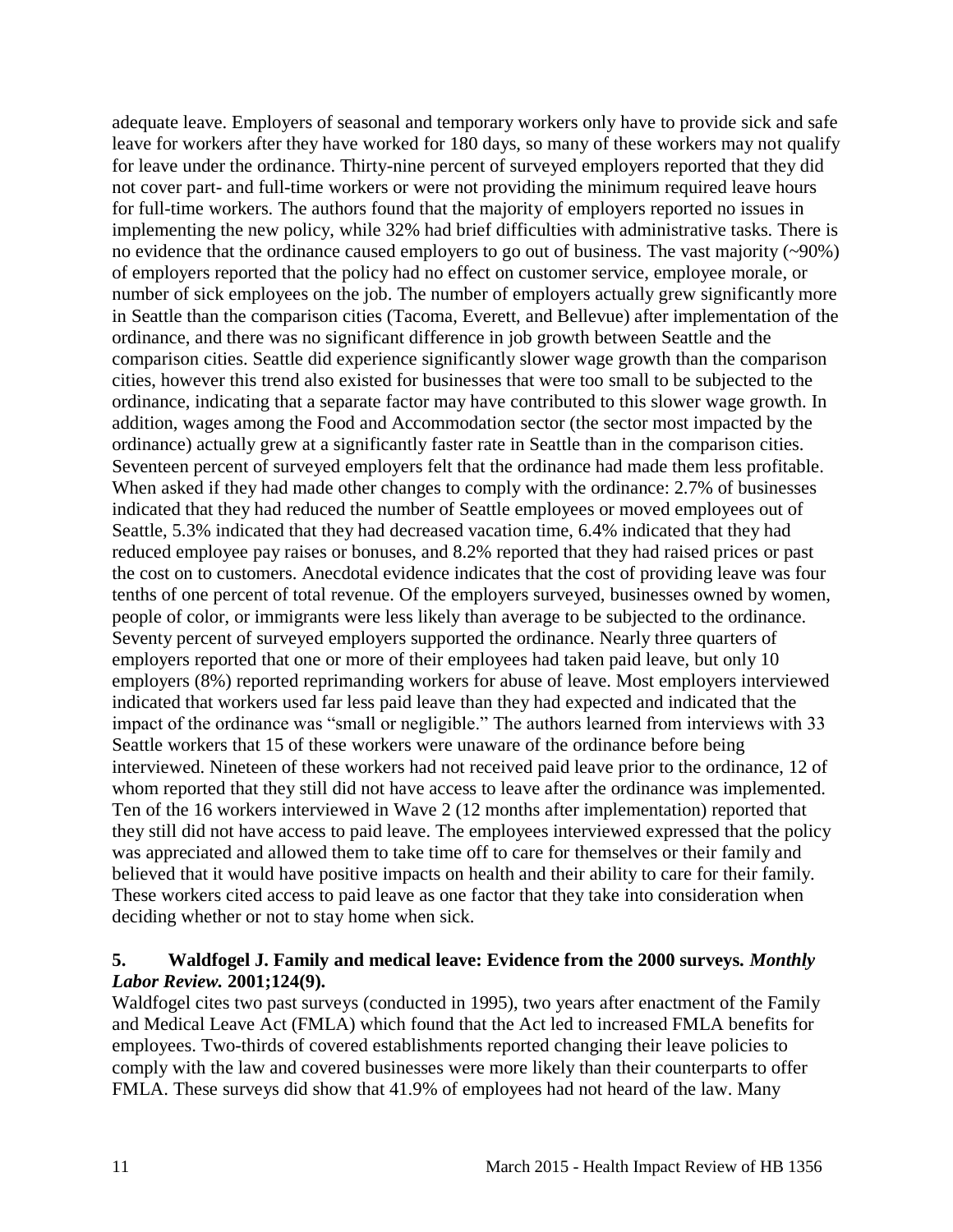adequate leave. Employers of seasonal and temporary workers only have to provide sick and safe leave for workers after they have worked for 180 days, so many of these workers may not qualify for leave under the ordinance. Thirty-nine percent of surveyed employers reported that they did not cover part- and full-time workers or were not providing the minimum required leave hours for full-time workers. The authors found that the majority of employers reported no issues in implementing the new policy, while 32% had brief difficulties with administrative tasks. There is no evidence that the ordinance caused employers to go out of business. The vast majority (~90%) of employers reported that the policy had no effect on customer service, employee morale, or number of sick employees on the job. The number of employers actually grew significantly more in Seattle than the comparison cities (Tacoma, Everett, and Bellevue) after implementation of the ordinance, and there was no significant difference in job growth between Seattle and the comparison cities. Seattle did experience significantly slower wage growth than the comparison cities, however this trend also existed for businesses that were too small to be subjected to the ordinance, indicating that a separate factor may have contributed to this slower wage growth. In addition, wages among the Food and Accommodation sector (the sector most impacted by the ordinance) actually grew at a significantly faster rate in Seattle than in the comparison cities. Seventeen percent of surveyed employers felt that the ordinance had made them less profitable. When asked if they had made other changes to comply with the ordinance: 2.7% of businesses indicated that they had reduced the number of Seattle employees or moved employees out of Seattle, 5.3% indicated that they had decreased vacation time, 6.4% indicated that they had reduced employee pay raises or bonuses, and 8.2% reported that they had raised prices or past the cost on to customers. Anecdotal evidence indicates that the cost of providing leave was four tenths of one percent of total revenue. Of the employers surveyed, businesses owned by women, people of color, or immigrants were less likely than average to be subjected to the ordinance. Seventy percent of surveyed employers supported the ordinance. Nearly three quarters of employers reported that one or more of their employees had taken paid leave, but only 10 employers (8%) reported reprimanding workers for abuse of leave. Most employers interviewed indicated that workers used far less paid leave than they had expected and indicated that the impact of the ordinance was "small or negligible." The authors learned from interviews with 33 Seattle workers that 15 of these workers were unaware of the ordinance before being interviewed. Nineteen of these workers had not received paid leave prior to the ordinance, 12 of whom reported that they still did not have access to leave after the ordinance was implemented. Ten of the 16 workers interviewed in Wave 2 (12 months after implementation) reported that they still did not have access to paid leave. The employees interviewed expressed that the policy was appreciated and allowed them to take time off to care for themselves or their family and believed that it would have positive impacts on health and their ability to care for their family. These workers cited access to paid leave as one factor that they take into consideration when deciding whether or not to stay home when sick.

**5. Waldfogel J. Family and medical leave: Evidence from the 2000 surveys. *Monthly Labor Review.* 2001;124(9).**

Waldfogel cites two past surveys (conducted in 1995), two years after enactment of the Family and Medical Leave Act (FMLA) which found that the Act led to increased FMLA benefits for employees. Two-thirds of covered establishments reported changing their leave policies to comply with the law and covered businesses were more likely than their counterparts to offer FMLA. These surveys did show that 41.9% of employees had not heard of the law. Many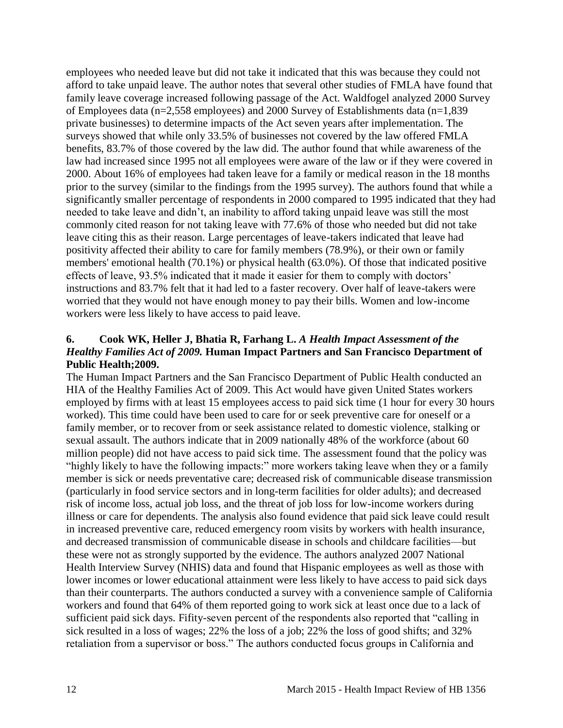employees who needed leave but did not take it indicated that this was because they could not afford to take unpaid leave. The author notes that several other studies of FMLA have found that family leave coverage increased following passage of the Act. Waldfogel analyzed 2000 Survey of Employees data (n=2,558 employees) and 2000 Survey of Establishments data (n=1,839 private businesses) to determine impacts of the Act seven years after implementation. The surveys showed that while only 33.5% of businesses not covered by the law offered FMLA benefits, 83.7% of those covered by the law did. The author found that while awareness of the law had increased since 1995 not all employees were aware of the law or if they were covered in 2000. About 16% of employees had taken leave for a family or medical reason in the 18 months prior to the survey (similar to the findings from the 1995 survey). The authors found that while a significantly smaller percentage of respondents in 2000 compared to 1995 indicated that they had needed to take leave and didn't, an inability to afford taking unpaid leave was still the most commonly cited reason for not taking leave with 77.6% of those who needed but did not take leave citing this as their reason. Large percentages of leave-takers indicated that leave had positivity affected their ability to care for family members (78.9%), or their own or family members' emotional health (70.1%) or physical health (63.0%). Of those that indicated positive effects of leave, 93.5% indicated that it made it easier for them to comply with doctors' instructions and 83.7% felt that it had led to a faster recovery. Over half of leave-takers were worried that they would not have enough money to pay their bills. Women and low-income workers were less likely to have access to paid leave.

**6. Cook WK, Heller J, Bhatia R, Farhang L.** ***A Health Impact Assessment of the Healthy Families Act of 2009.*** **Human Impact Partners and San Francisco Department of Public Health;2009.**

The Human Impact Partners and the San Francisco Department of Public Health conducted an HIA of the Healthy Families Act of 2009. This Act would have given United States workers employed by firms with at least 15 employees access to paid sick time (1 hour for every 30 hours worked). This time could have been used to care for or seek preventive care for oneself or a family member, or to recover from or seek assistance related to domestic violence, stalking or sexual assault. The authors indicate that in 2009 nationally 48% of the workforce (about 60 million people) did not have access to paid sick time. The assessment found that the policy was "highly likely to have the following impacts:" more workers taking leave when they or a family member is sick or needs preventative care; decreased risk of communicable disease transmission (particularly in food service sectors and in long-term facilities for older adults); and decreased risk of income loss, actual job loss, and the threat of job loss for low-income workers during illness or care for dependents. The analysis also found evidence that paid sick leave could result in increased preventive care, reduced emergency room visits by workers with health insurance, and decreased transmission of communicable disease in schools and childcare facilities—but these were not as strongly supported by the evidence. The authors analyzed 2007 National Health Interview Survey (NHIS) data and found that Hispanic employees as well as those with lower incomes or lower educational attainment were less likely to have access to paid sick days than their counterparts. The authors conducted a survey with a convenience sample of California workers and found that 64% of them reported going to work sick at least once due to a lack of sufficient paid sick days. Fifity-seven percent of the respondents also reported that "calling in sick resulted in a loss of wages; 22% the loss of a job; 22% the loss of good shifts; and 32% retaliation from a supervisor or boss." The authors conducted focus groups in California and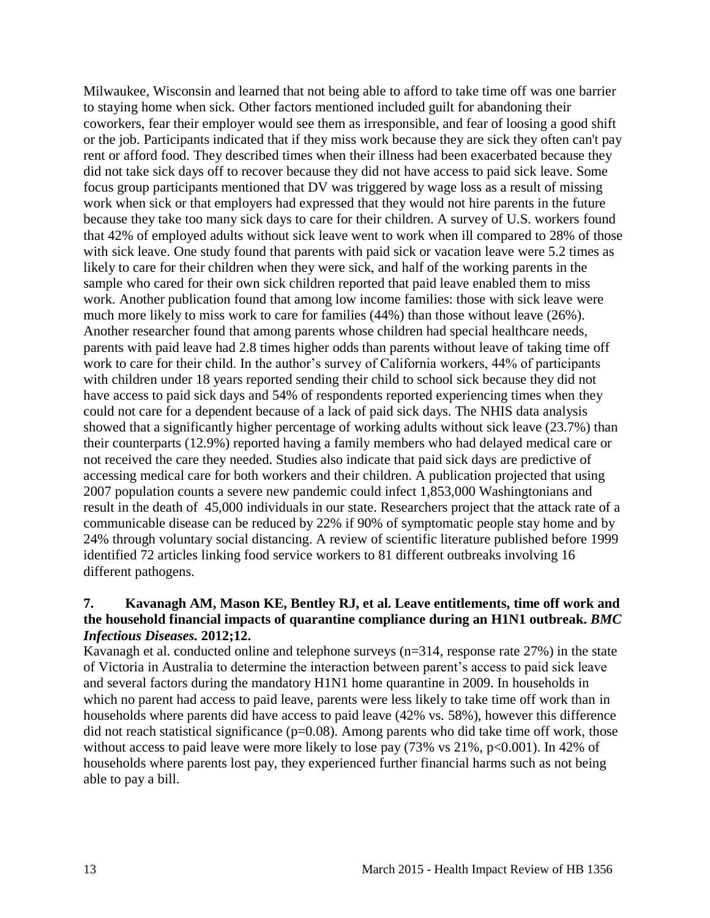Milwaukee, Wisconsin and learned that not being able to afford to take time off was one barrier to staying home when sick. Other factors mentioned included guilt for abandoning their coworkers, fear their employer would see them as irresponsible, and fear of loosing a good shift or the job. Participants indicated that if they miss work because they are sick they often can't pay rent or afford food. They described times when their illness had been exacerbated because they did not take sick days off to recover because they did not have access to paid sick leave. Some focus group participants mentioned that DV was triggered by wage loss as a result of missing work when sick or that employers had expressed that they would not hire parents in the future because they take too many sick days to care for their children. A survey of U.S. workers found that 42% of employed adults without sick leave went to work when ill compared to 28% of those with sick leave. One study found that parents with paid sick or vacation leave were 5.2 times as likely to care for their children when they were sick, and half of the working parents in the sample who cared for their own sick children reported that paid leave enabled them to miss work. Another publication found that among low income families: those with sick leave were much more likely to miss work to care for families (44%) than those without leave (26%). Another researcher found that among parents whose children had special healthcare needs, parents with paid leave had 2.8 times higher odds than parents without leave of taking time off work to care for their child. In the author's survey of California workers, 44% of participants with children under 18 years reported sending their child to school sick because they did not have access to paid sick days and 54% of respondents reported experiencing times when they could not care for a dependent because of a lack of paid sick days. The NHIS data analysis showed that a significantly higher percentage of working adults without sick leave (23.7%) than their counterparts (12.9%) reported having a family members who had delayed medical care or not received the care they needed. Studies also indicate that paid sick days are predictive of accessing medical care for both workers and their children. A publication projected that using 2007 population counts a severe new pandemic could infect 1,853,000 Washingtonians and result in the death of 45,000 individuals in our state. Researchers project that the attack rate of a communicable disease can be reduced by 22% if 90% of symptomatic people stay home and by 24% through voluntary social distancing. A review of scientific literature published before 1999 identified 72 articles linking food service workers to 81 different outbreaks involving 16 different pathogens.

**7. Kavanagh AM, Mason KE, Bentley RJ, et al. Leave entitlements, time off work and the household financial impacts of quarantine compliance during an H1N1 outbreak. *BMC Infectious Diseases.* 2012;12.**

Kavanagh et al. conducted online and telephone surveys (n=314, response rate 27%) in the state of Victoria in Australia to determine the interaction between parent's access to paid sick leave and several factors during the mandatory H1N1 home quarantine in 2009. In households in which no parent had access to paid leave, parents were less likely to take time off work than in households where parents did have access to paid leave (42% vs. 58%), however this difference did not reach statistical significance (p=0.08). Among parents who did take time off work, those without access to paid leave were more likely to lose pay (73% vs 21%, p<0.001). In 42% of households where parents lost pay, they experienced further financial harms such as not being able to pay a bill.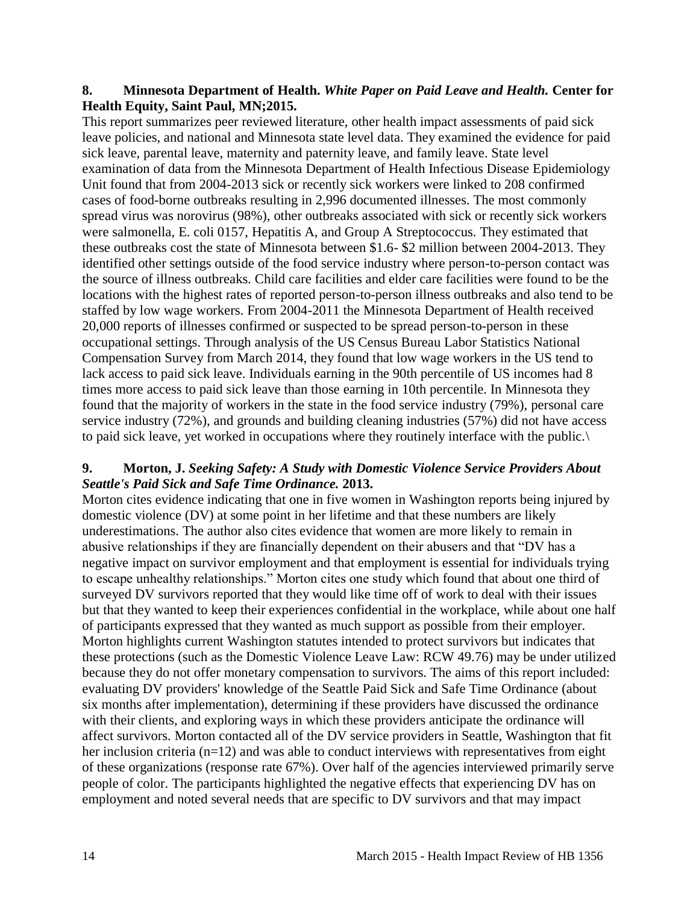**8. Minnesota Department of Health.** ***White Paper on Paid Leave and Health.*** **Center for Health Equity, Saint Paul, MN;2015.**

This report summarizes peer reviewed literature, other health impact assessments of paid sick leave policies, and national and Minnesota state level data. They examined the evidence for paid sick leave, parental leave, maternity and paternity leave, and family leave. State level examination of data from the Minnesota Department of Health Infectious Disease Epidemiology Unit found that from 2004-2013 sick or recently sick workers were linked to 208 confirmed cases of food-borne outbreaks resulting in 2,996 documented illnesses. The most commonly spread virus was norovirus (98%), other outbreaks associated with sick or recently sick workers were salmonella, E. coli 0157, Hepatitis A, and Group A Streptococcus. They estimated that these outbreaks cost the state of Minnesota between $1.6- $2 million between 2004-2013. They identified other settings outside of the food service industry where person-to-person contact was the source of illness outbreaks. Child care facilities and elder care facilities were found to be the locations with the highest rates of reported person-to-person illness outbreaks and also tend to be staffed by low wage workers. From 2004-2011 the Minnesota Department of Health received 20,000 reports of illnesses confirmed or suspected to be spread person-to-person in these occupational settings. Through analysis of the US Census Bureau Labor Statistics National Compensation Survey from March 2014, they found that low wage workers in the US tend to lack access to paid sick leave. Individuals earning in the 90th percentile of US incomes had 8 times more access to paid sick leave than those earning in 10th percentile. In Minnesota they found that the majority of workers in the state in the food service industry (79%), personal care service industry (72%), and grounds and building cleaning industries (57%) did not have access to paid sick leave, yet worked in occupations where they routinely interface with the public.\

**9. Morton, J.** ***Seeking Safety: A Study with Domestic Violence Service Providers About Seattle's Paid Sick and Safe Time Ordinance.*** **2013.**

Morton cites evidence indicating that one in five women in Washington reports being injured by domestic violence (DV) at some point in her lifetime and that these numbers are likely underestimations. The author also cites evidence that women are more likely to remain in abusive relationships if they are financially dependent on their abusers and that "DV has a negative impact on survivor employment and that employment is essential for individuals trying to escape unhealthy relationships." Morton cites one study which found that about one third of surveyed DV survivors reported that they would like time off of work to deal with their issues but that they wanted to keep their experiences confidential in the workplace, while about one half of participants expressed that they wanted as much support as possible from their employer. Morton highlights current Washington statutes intended to protect survivors but indicates that these protections (such as the Domestic Violence Leave Law: RCW 49.76) may be under utilized because they do not offer monetary compensation to survivors. The aims of this report included: evaluating DV providers' knowledge of the Seattle Paid Sick and Safe Time Ordinance (about six months after implementation), determining if these providers have discussed the ordinance with their clients, and exploring ways in which these providers anticipate the ordinance will affect survivors. Morton contacted all of the DV service providers in Seattle, Washington that fit her inclusion criteria (n=12) and was able to conduct interviews with representatives from eight of these organizations (response rate 67%). Over half of the agencies interviewed primarily serve people of color. The participants highlighted the negative effects that experiencing DV has on employment and noted several needs that are specific to DV survivors and that may impact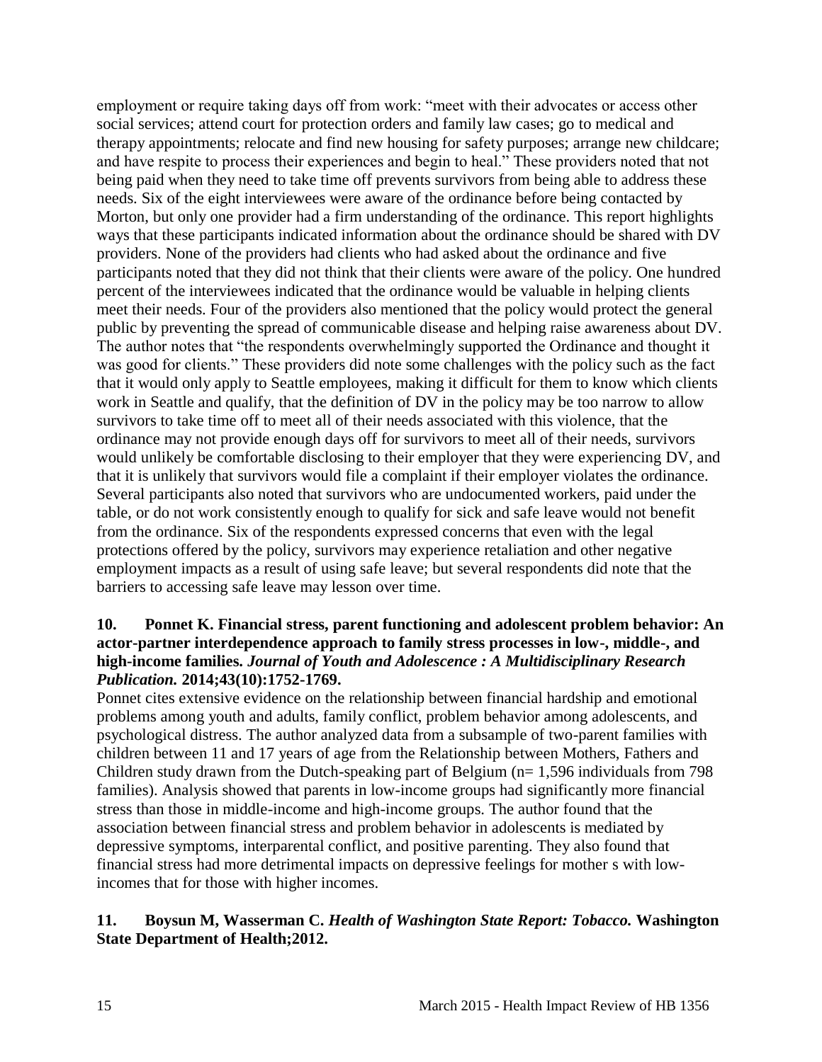employment or require taking days off from work: "meet with their advocates or access other social services; attend court for protection orders and family law cases; go to medical and therapy appointments; relocate and find new housing for safety purposes; arrange new childcare; and have respite to process their experiences and begin to heal." These providers noted that not being paid when they need to take time off prevents survivors from being able to address these needs. Six of the eight interviewees were aware of the ordinance before being contacted by Morton, but only one provider had a firm understanding of the ordinance. This report highlights ways that these participants indicated information about the ordinance should be shared with DV providers. None of the providers had clients who had asked about the ordinance and five participants noted that they did not think that their clients were aware of the policy. One hundred percent of the interviewees indicated that the ordinance would be valuable in helping clients meet their needs. Four of the providers also mentioned that the policy would protect the general public by preventing the spread of communicable disease and helping raise awareness about DV. The author notes that "the respondents overwhelmingly supported the Ordinance and thought it was good for clients." These providers did note some challenges with the policy such as the fact that it would only apply to Seattle employees, making it difficult for them to know which clients work in Seattle and qualify, that the definition of DV in the policy may be too narrow to allow survivors to take time off to meet all of their needs associated with this violence, that the ordinance may not provide enough days off for survivors to meet all of their needs, survivors would unlikely be comfortable disclosing to their employer that they were experiencing DV, and that it is unlikely that survivors would file a complaint if their employer violates the ordinance. Several participants also noted that survivors who are undocumented workers, paid under the table, or do not work consistently enough to qualify for sick and safe leave would not benefit from the ordinance. Six of the respondents expressed concerns that even with the legal protections offered by the policy, survivors may experience retaliation and other negative employment impacts as a result of using safe leave; but several respondents did note that the barriers to accessing safe leave may lesson over time.

**10. Ponnet K. Financial stress, parent functioning and adolescent problem behavior: An actor-partner interdependence approach to family stress processes in low-, middle-, and high-income families. *Journal of Youth and Adolescence : A Multidisciplinary Research Publication.* 2014;43(10):1752-1769.**

Ponnet cites extensive evidence on the relationship between financial hardship and emotional problems among youth and adults, family conflict, problem behavior among adolescents, and psychological distress. The author analyzed data from a subsample of two-parent families with children between 11 and 17 years of age from the Relationship between Mothers, Fathers and Children study drawn from the Dutch-speaking part of Belgium (n= 1,596 individuals from 798 families). Analysis showed that parents in low-income groups had significantly more financial stress than those in middle-income and high-income groups. The author found that the association between financial stress and problem behavior in adolescents is mediated by depressive symptoms, interparental conflict, and positive parenting. They also found that financial stress had more detrimental impacts on depressive feelings for mother s with low-incomes that for those with higher incomes.

**11. Boysun M, Wasserman C. *Health of Washington State Report: Tobacco.* Washington State Department of Health;2012.**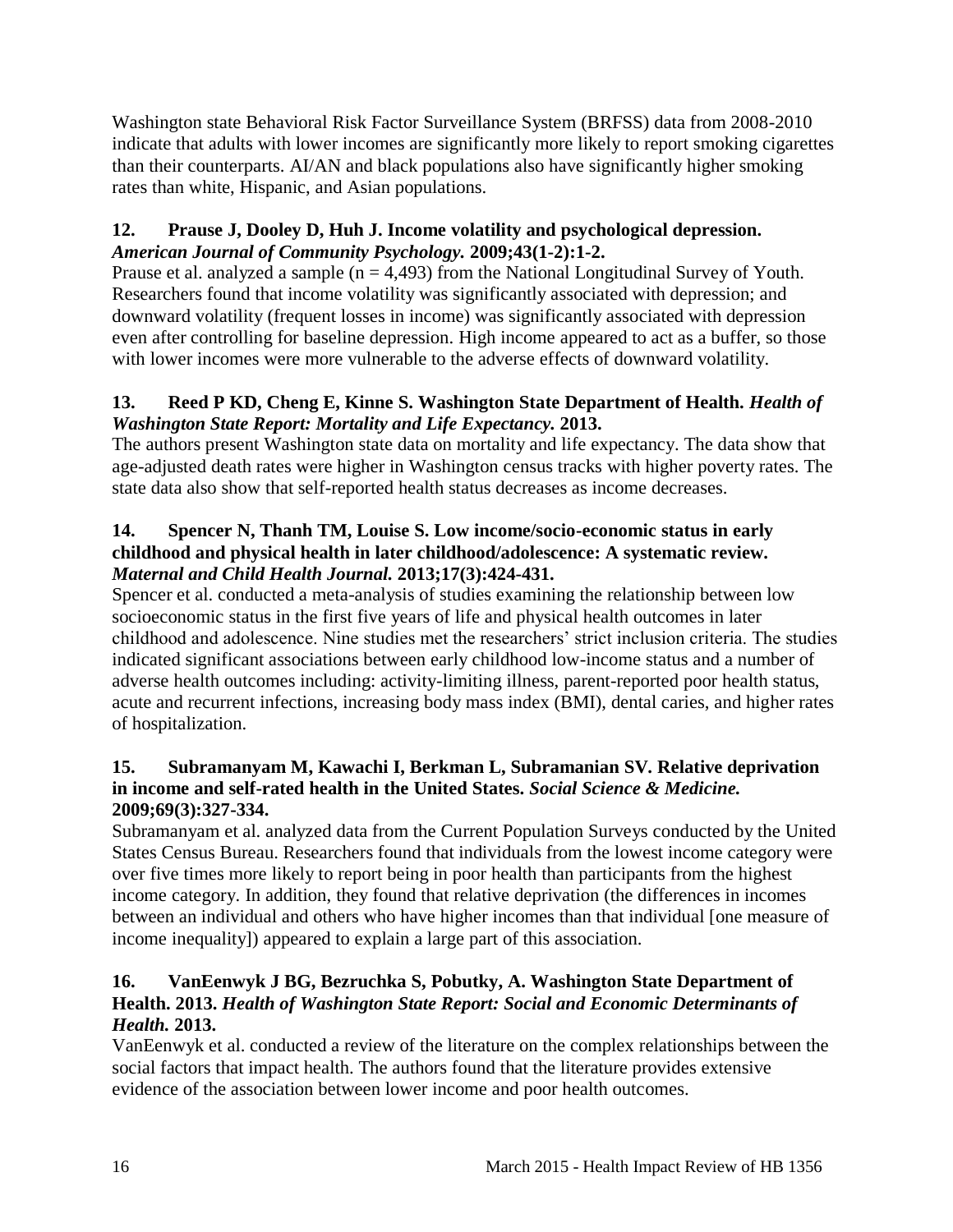Washington state Behavioral Risk Factor Surveillance System (BRFSS) data from 2008-2010 indicate that adults with lower incomes are significantly more likely to report smoking cigarettes than their counterparts. AI/AN and black populations also have significantly higher smoking rates than white, Hispanic, and Asian populations.

**12. Prause J, Dooley D, Huh J. Income volatility and psychological depression. *American Journal of Community Psychology.* 2009;43(1-2):1-2.**

Prause et al. analyzed a sample (n = 4,493) from the National Longitudinal Survey of Youth. Researchers found that income volatility was significantly associated with depression; and downward volatility (frequent losses in income) was significantly associated with depression even after controlling for baseline depression. High income appeared to act as a buffer, so those with lower incomes were more vulnerable to the adverse effects of downward volatility.

**13. Reed P KD, Cheng E, Kinne S. Washington State Department of Health. *Health of Washington State Report: Mortality and Life Expectancy.* 2013.**

The authors present Washington state data on mortality and life expectancy. The data show that age-adjusted death rates were higher in Washington census tracks with higher poverty rates. The state data also show that self-reported health status decreases as income decreases.

**14. Spencer N, Thanh TM, Louise S. Low income/socio-economic status in early childhood and physical health in later childhood/adolescence: A systematic review. *Maternal and Child Health Journal.* 2013;17(3):424-431.**

Spencer et al. conducted a meta-analysis of studies examining the relationship between low socioeconomic status in the first five years of life and physical health outcomes in later childhood and adolescence. Nine studies met the researchers' strict inclusion criteria. The studies indicated significant associations between early childhood low-income status and a number of adverse health outcomes including: activity-limiting illness, parent-reported poor health status, acute and recurrent infections, increasing body mass index (BMI), dental caries, and higher rates of hospitalization.

**15. Subramanyam M, Kawachi I, Berkman L, Subramanian SV. Relative deprivation in income and self-rated health in the United States. *Social Science & Medicine.* 2009;69(3):327-334.**

Subramanyam et al. analyzed data from the Current Population Surveys conducted by the United States Census Bureau. Researchers found that individuals from the lowest income category were over five times more likely to report being in poor health than participants from the highest income category. In addition, they found that relative deprivation (the differences in incomes between an individual and others who have higher incomes than that individual [one measure of income inequality]) appeared to explain a large part of this association.

**16. VanEenwyk J BG, Bezruchka S, Pobutky, A. Washington State Department of Health. 2013. *Health of Washington State Report: Social and Economic Determinants of Health.* 2013.**

VanEenwyk et al. conducted a review of the literature on the complex relationships between the social factors that impact health. The authors found that the literature provides extensive evidence of the association between lower income and poor health outcomes.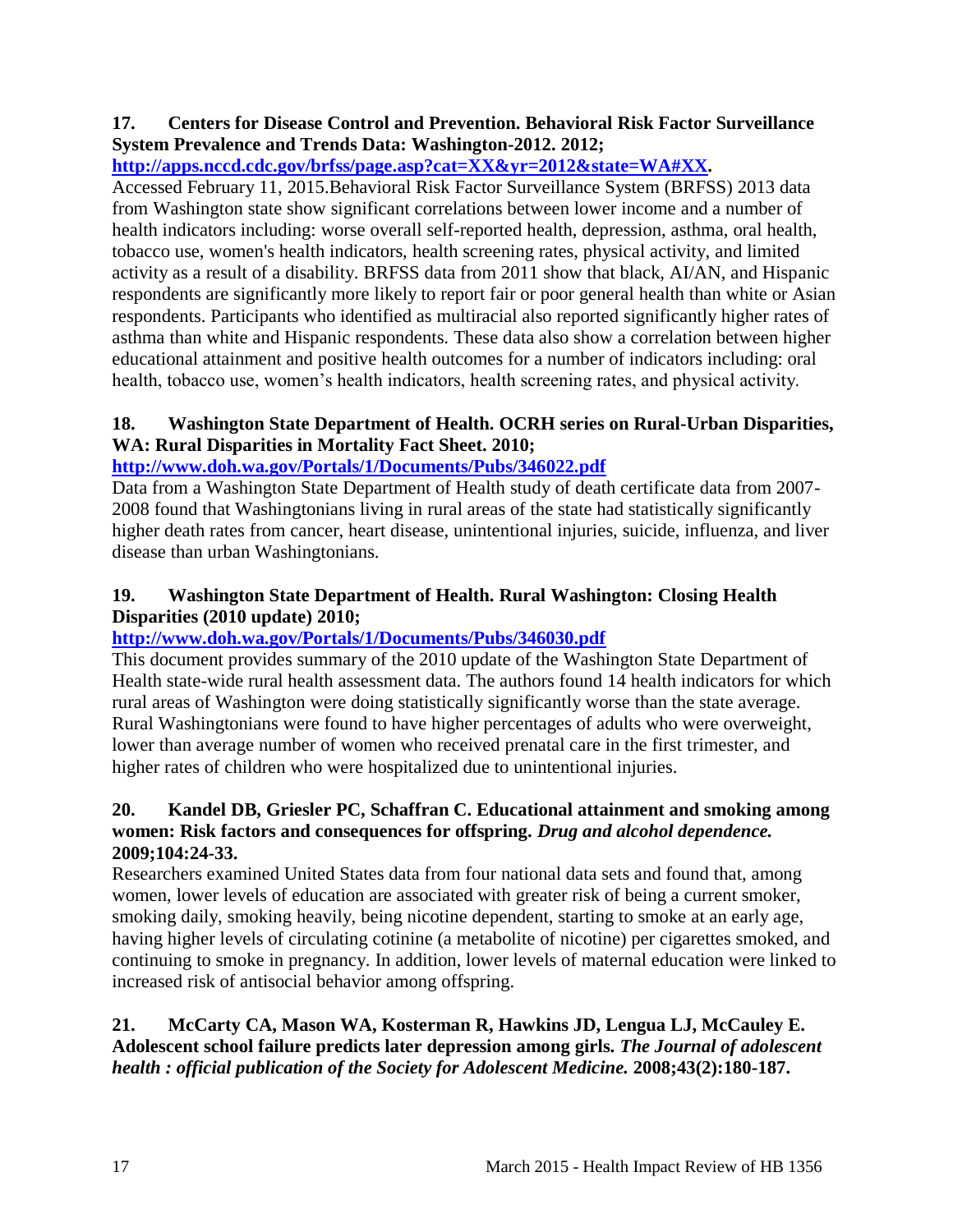**17. Centers for Disease Control and Prevention. Behavioral Risk Factor Surveillance System Prevalence and Trends Data: Washington-2012. 2012; [http://apps.nccd.cdc.gov/brfss/page.asp?cat=XX&yr=2012&state=WA#XX](http://apps.nccd.cdc.gov/brfss/page.asp?cat=XX&yr=2012&state=WA#XX).**

Accessed February 11, 2015.Behavioral Risk Factor Surveillance System (BRFSS) 2013 data from Washington state show significant correlations between lower income and a number of health indicators including: worse overall self-reported health, depression, asthma, oral health, tobacco use, women's health indicators, health screening rates, physical activity, and limited activity as a result of a disability. BRFSS data from 2011 show that black, AI/AN, and Hispanic respondents are significantly more likely to report fair or poor general health than white or Asian respondents. Participants who identified as multiracial also reported significantly higher rates of asthma than white and Hispanic respondents. These data also show a correlation between higher educational attainment and positive health outcomes for a number of indicators including: oral health, tobacco use, women's health indicators, health screening rates, and physical activity.

**18. Washington State Department of Health. OCRH series on Rural-Urban Disparities, WA: Rural Disparities in Mortality Fact Sheet. 2010; [http://www.doh.wa.gov/Portals/1/Documents/Pubs/346022.pdf](http://www.doh.wa.gov/Portals/1/Documents/Pubs/346022.pdf)**

Data from a Washington State Department of Health study of death certificate data from 2007-2008 found that Washingtonians living in rural areas of the state had statistically significantly higher death rates from cancer, heart disease, unintentional injuries, suicide, influenza, and liver disease than urban Washingtonians.

**19. Washington State Department of Health. Rural Washington: Closing Health Disparities (2010 update) 2010; [http://www.doh.wa.gov/Portals/1/Documents/Pubs/346030.pdf](http://www.doh.wa.gov/Portals/1/Documents/Pubs/346030.pdf)**

This document provides summary of the 2010 update of the Washington State Department of Health state-wide rural health assessment data. The authors found 14 health indicators for which rural areas of Washington were doing statistically significantly worse than the state average. Rural Washingtonians were found to have higher percentages of adults who were overweight, lower than average number of women who received prenatal care in the first trimester, and higher rates of children who were hospitalized due to unintentional injuries.

**20. Kandel DB, Griesler PC, Schaffran C. Educational attainment and smoking among women: Risk factors and consequences for offspring. *Drug and alcohol dependence.* 2009;104:24-33.**

Researchers examined United States data from four national data sets and found that, among women, lower levels of education are associated with greater risk of being a current smoker, smoking daily, smoking heavily, being nicotine dependent, starting to smoke at an early age, having higher levels of circulating cotinine (a metabolite of nicotine) per cigarettes smoked, and continuing to smoke in pregnancy. In addition, lower levels of maternal education were linked to increased risk of antisocial behavior among offspring.

**21. McCarty CA, Mason WA, Kosterman R, Hawkins JD, Lengua LJ, McCauley E. Adolescent school failure predicts later depression among girls. *The Journal of adolescent health : official publication of the Society for Adolescent Medicine.* 2008;43(2):180-187.**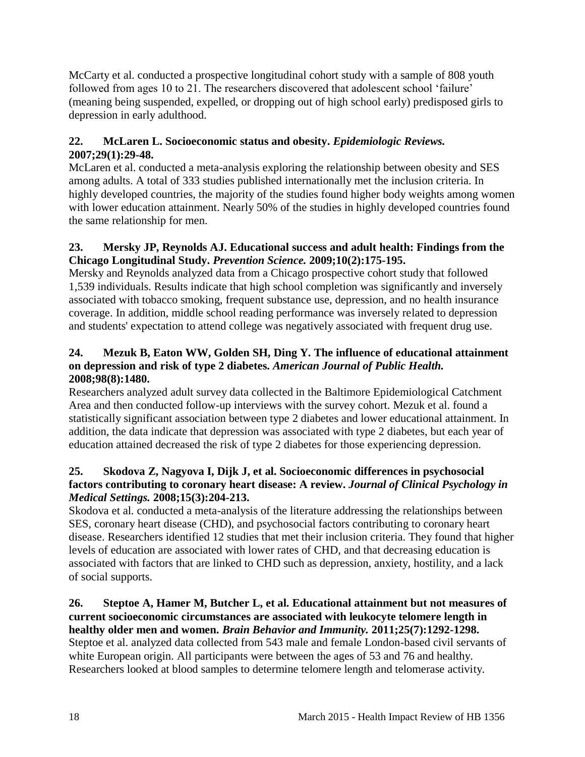McCarty et al. conducted a prospective longitudinal cohort study with a sample of 808 youth followed from ages 10 to 21. The researchers discovered that adolescent school 'failure' (meaning being suspended, expelled, or dropping out of high school early) predisposed girls to depression in early adulthood.

**22. McLaren L. Socioeconomic status and obesity. *Epidemiologic Reviews.* 2007;29(1):29-48.**

McLaren et al. conducted a meta-analysis exploring the relationship between obesity and SES among adults. A total of 333 studies published internationally met the inclusion criteria. In highly developed countries, the majority of the studies found higher body weights among women with lower education attainment. Nearly 50% of the studies in highly developed countries found the same relationship for men.

**23. Mersky JP, Reynolds AJ. Educational success and adult health: Findings from the Chicago Longitudinal Study. *Prevention Science.* 2009;10(2):175-195.**

Mersky and Reynolds analyzed data from a Chicago prospective cohort study that followed 1,539 individuals. Results indicate that high school completion was significantly and inversely associated with tobacco smoking, frequent substance use, depression, and no health insurance coverage. In addition, middle school reading performance was inversely related to depression and students' expectation to attend college was negatively associated with frequent drug use.

**24. Mezuk B, Eaton WW, Golden SH, Ding Y. The influence of educational attainment on depression and risk of type 2 diabetes. *American Journal of Public Health.* 2008;98(8):1480.**

Researchers analyzed adult survey data collected in the Baltimore Epidemiological Catchment Area and then conducted follow-up interviews with the survey cohort. Mezuk et al. found a statistically significant association between type 2 diabetes and lower educational attainment. In addition, the data indicate that depression was associated with type 2 diabetes, but each year of education attained decreased the risk of type 2 diabetes for those experiencing depression.

**25. Skodova Z, Nagyova I, Dijk J, et al. Socioeconomic differences in psychosocial factors contributing to coronary heart disease: A review. *Journal of Clinical Psychology in Medical Settings.* 2008;15(3):204-213.**

Skodova et al. conducted a meta-analysis of the literature addressing the relationships between SES, coronary heart disease (CHD), and psychosocial factors contributing to coronary heart disease. Researchers identified 12 studies that met their inclusion criteria. They found that higher levels of education are associated with lower rates of CHD, and that decreasing education is associated with factors that are linked to CHD such as depression, anxiety, hostility, and a lack of social supports.

**26. Steptoe A, Hamer M, Butcher L, et al. Educational attainment but not measures of current socioeconomic circumstances are associated with leukocyte telomere length in healthy older men and women. *Brain Behavior and Immunity.* 2011;25(7):1292-1298.**

Steptoe et al. analyzed data collected from 543 male and female London-based civil servants of white European origin. All participants were between the ages of 53 and 76 and healthy. Researchers looked at blood samples to determine telomere length and telomerase activity.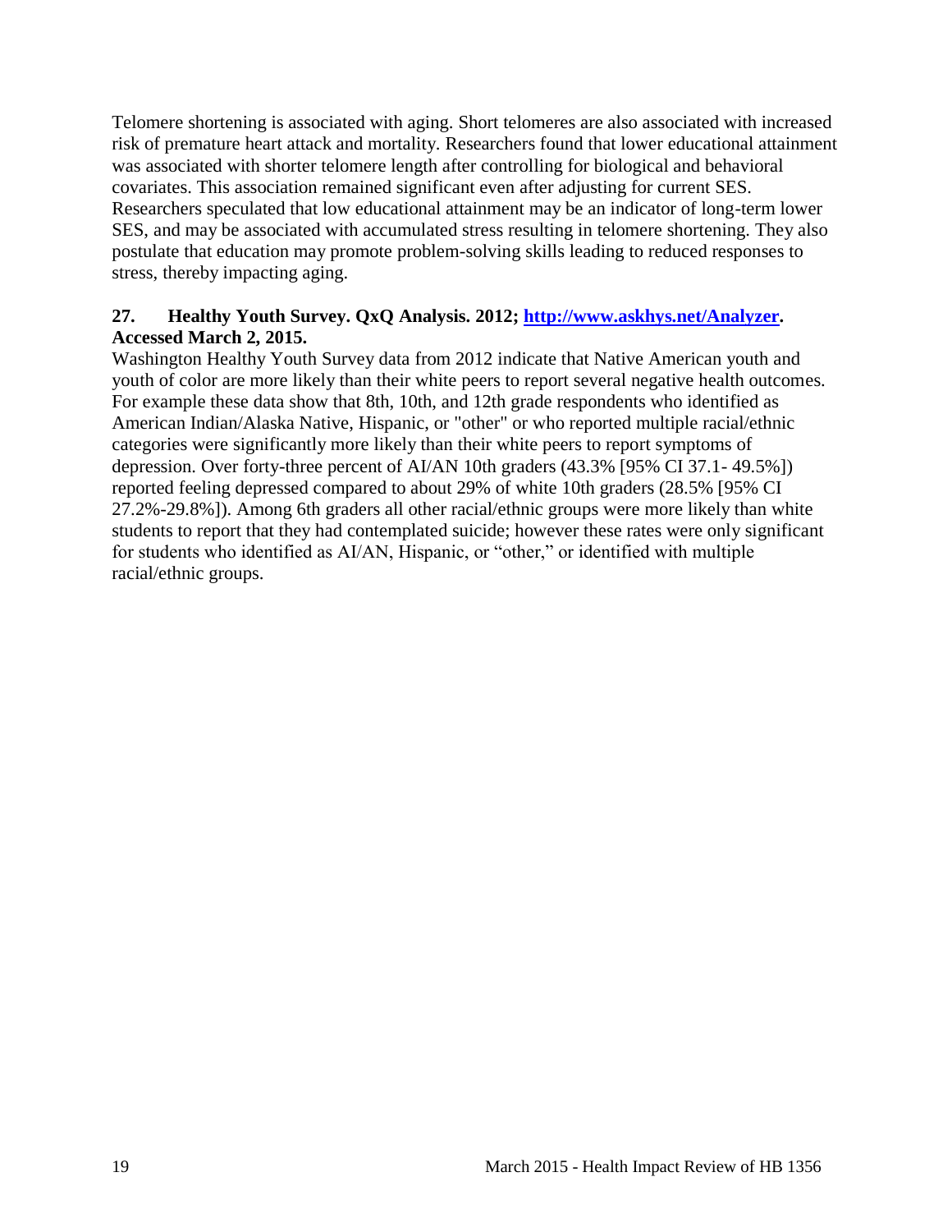Telomere shortening is associated with aging. Short telomeres are also associated with increased risk of premature heart attack and mortality. Researchers found that lower educational attainment was associated with shorter telomere length after controlling for biological and behavioral covariates. This association remained significant even after adjusting for current SES. Researchers speculated that low educational attainment may be an indicator of long-term lower SES, and may be associated with accumulated stress resulting in telomere shortening. They also postulate that education may promote problem-solving skills leading to reduced responses to stress, thereby impacting aging.

**27. Healthy Youth Survey. QxQ Analysis. 2012; [http://www.askhys.net/Analyzer](http://www.askhys.net/Analyzer). Accessed March 2, 2015.**

Washington Healthy Youth Survey data from 2012 indicate that Native American youth and youth of color are more likely than their white peers to report several negative health outcomes. For example these data show that 8th, 10th, and 12th grade respondents who identified as American Indian/Alaska Native, Hispanic, or "other" or who reported multiple racial/ethnic categories were significantly more likely than their white peers to report symptoms of depression. Over forty-three percent of AI/AN 10th graders (43.3% [95% CI 37.1- 49.5%]) reported feeling depressed compared to about 29% of white 10th graders (28.5% [95% CI 27.2%-29.8%]). Among 6th graders all other racial/ethnic groups were more likely than white students to report that they had contemplated suicide; however these rates were only significant for students who identified as AI/AN, Hispanic, or "other," or identified with multiple racial/ethnic groups.